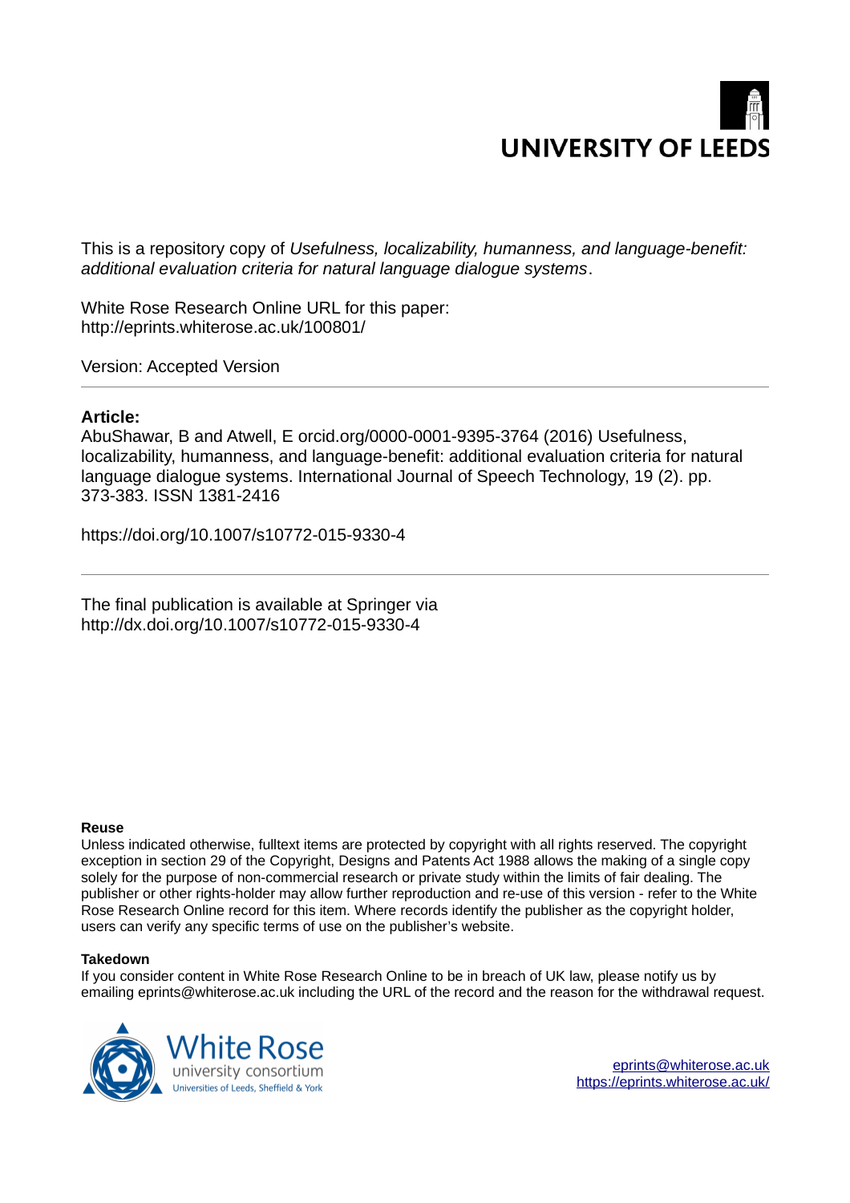UNIVERSITY OF LEEDS

This is a repository copy of *Usefulness, localizability, humanness, and language-benefit: additional evaluation criteria for natural language dialogue systems*.

White Rose Research Online URL for this paper:
http://eprints.whiterose.ac.uk/100801/

Version: Accepted Version

---

**Article:**

AbuShawar, B and Atwell, E orcid.org/0000-0001-9395-3764 (2016) Usefulness, localizability, humanness, and language-benefit: additional evaluation criteria for natural language dialogue systems. International Journal of Speech Technology, 19 (2). pp. 373-383. ISSN 1381-2416

https://doi.org/10.1007/s10772-015-9330-4

---

The final publication is available at Springer via
http://dx.doi.org/10.1007/s10772-015-9330-4

**Reuse**

Unless indicated otherwise, fulltext items are protected by copyright with all rights reserved. The copyright exception in section 29 of the Copyright, Designs and Patents Act 1988 allows the making of a single copy solely for the purpose of non-commercial research or private study within the limits of fair dealing. The publisher or other rights-holder may allow further reproduction and re-use of this version - refer to the White Rose Research Online record for this item. Where records identify the publisher as the copyright holder, users can verify any specific terms of use on the publisher's website.

**Takedown**

If you consider content in White Rose Research Online to be in breach of UK law, please notify us by emailing eprints@whiterose.ac.uk including the URL of the record and the reason for the withdrawal request.

White Rose university consortium
Universities of Leeds, Sheffield & York

eprints@whiterose.ac.uk
https://eprints.whiterose.ac.uk/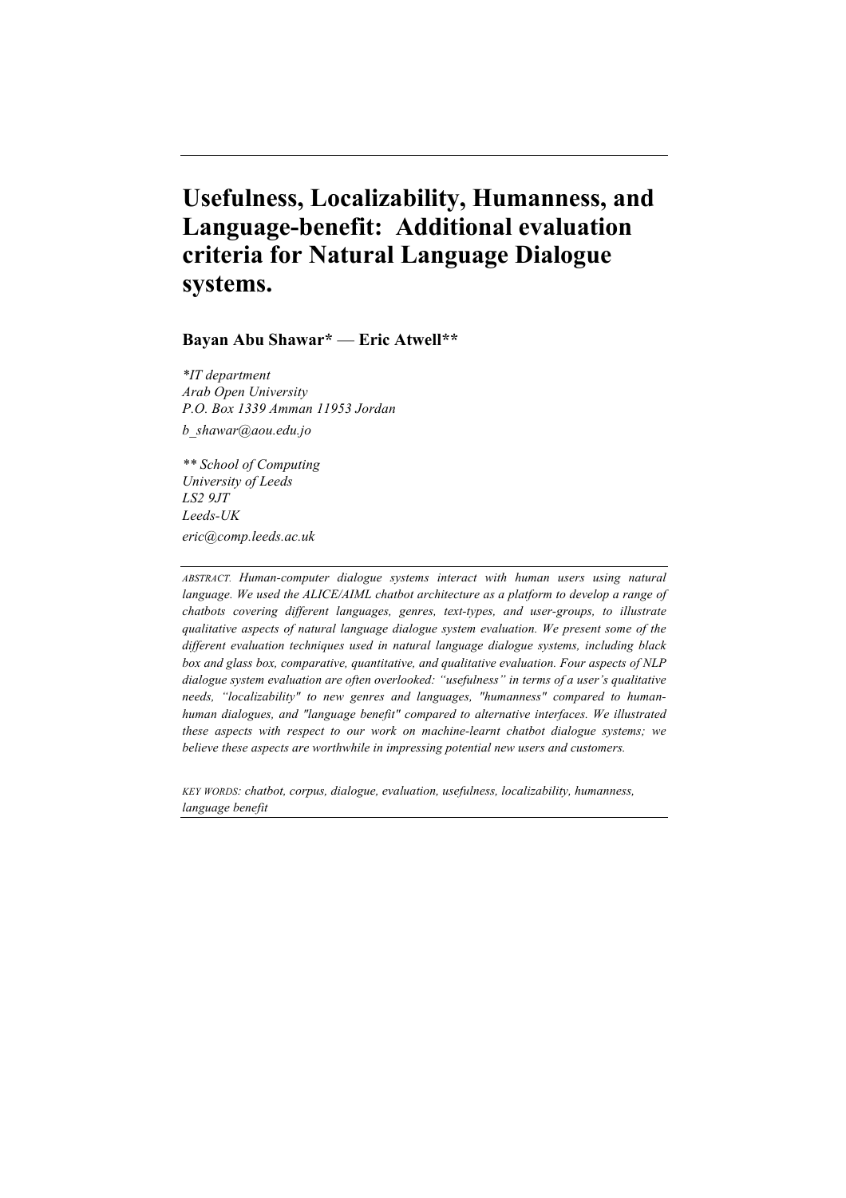# Usefulness, Localizability, Humanness, and Language-benefit: Additional evaluation criteria for Natural Language Dialogue systems.

**Bayan Abu Shawar\*** — **Eric Atwell\*\***

*\*IT department*
*Arab Open University*
*P.O. Box 1339 Amman 11953 Jordan*
*b_shawar@aou.edu.jo*

*\*\* School of Computing*
*University of Leeds*
*LS2 9JT*
*Leeds-UK*
*eric@comp.leeds.ac.uk*

---

ABSTRACT. *Human-computer dialogue systems interact with human users using natural language. We used the ALICE/AIML chatbot architecture as a platform to develop a range of chatbots covering different languages, genres, text-types, and user-groups, to illustrate qualitative aspects of natural language dialogue system evaluation. We present some of the different evaluation techniques used in natural language dialogue systems, including black box and glass box, comparative, quantitative, and qualitative evaluation. Four aspects of NLP dialogue system evaluation are often overlooked: "usefulness" in terms of a user's qualitative needs, "localizability" to new genres and languages, "humanness" compared to human-human dialogues, and "language benefit" compared to alternative interfaces. We illustrated these aspects with respect to our work on machine-learnt chatbot dialogue systems; we believe these aspects are worthwhile in impressing potential new users and customers.*

KEY WORDS: *chatbot, corpus, dialogue, evaluation, usefulness, localizability, humanness, language benefit*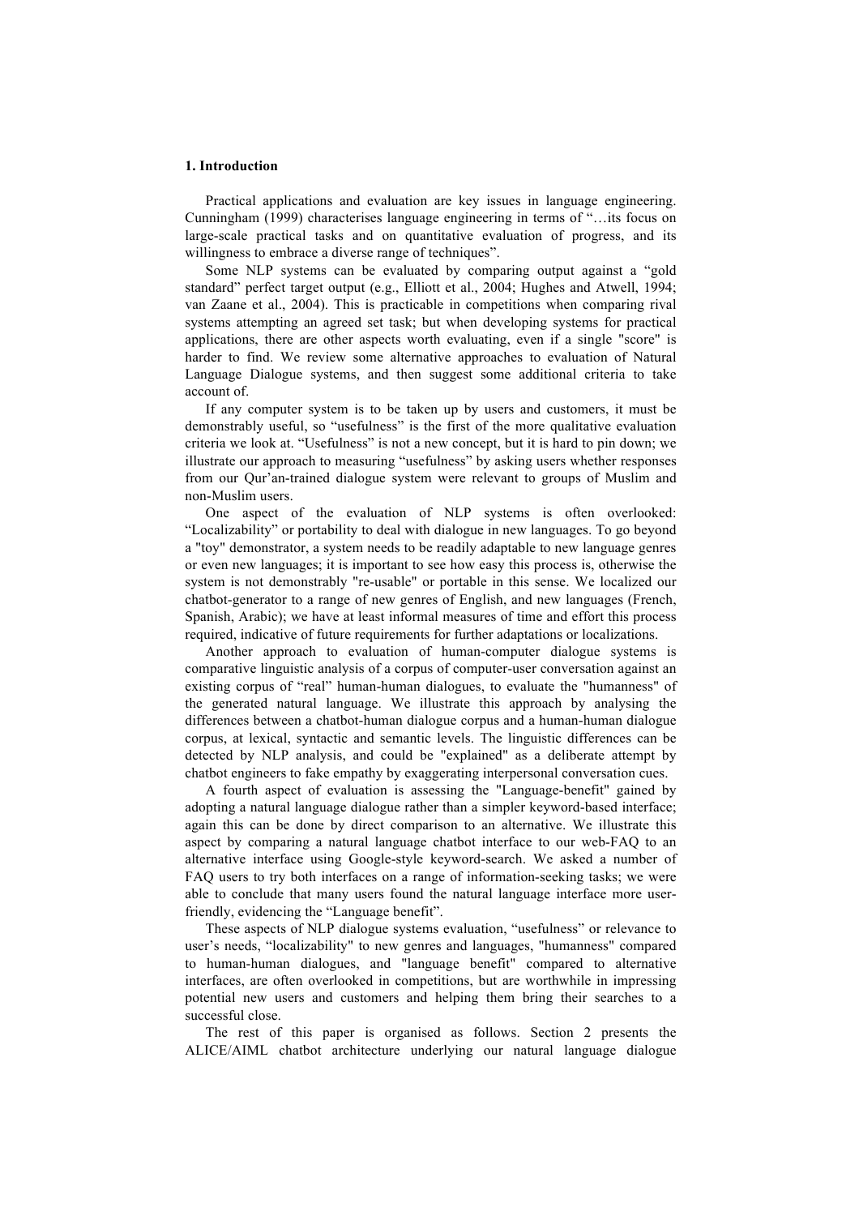## 1. Introduction

Practical applications and evaluation are key issues in language engineering. Cunningham (1999) characterises language engineering in terms of "…its focus on large-scale practical tasks and on quantitative evaluation of progress, and its willingness to embrace a diverse range of techniques".

Some NLP systems can be evaluated by comparing output against a "gold standard" perfect target output (e.g., Elliott et al., 2004; Hughes and Atwell, 1994; van Zaane et al., 2004). This is practicable in competitions when comparing rival systems attempting an agreed set task; but when developing systems for practical applications, there are other aspects worth evaluating, even if a single "score" is harder to find. We review some alternative approaches to evaluation of Natural Language Dialogue systems, and then suggest some additional criteria to take account of.

If any computer system is to be taken up by users and customers, it must be demonstrably useful, so "usefulness" is the first of the more qualitative evaluation criteria we look at. "Usefulness" is not a new concept, but it is hard to pin down; we illustrate our approach to measuring "usefulness" by asking users whether responses from our Qur'an-trained dialogue system were relevant to groups of Muslim and non-Muslim users.

One aspect of the evaluation of NLP systems is often overlooked: "Localizability" or portability to deal with dialogue in new languages. To go beyond a "toy" demonstrator, a system needs to be readily adaptable to new language genres or even new languages; it is important to see how easy this process is, otherwise the system is not demonstrably "re-usable" or portable in this sense. We localized our chatbot-generator to a range of new genres of English, and new languages (French, Spanish, Arabic); we have at least informal measures of time and effort this process required, indicative of future requirements for further adaptations or localizations.

Another approach to evaluation of human-computer dialogue systems is comparative linguistic analysis of a corpus of computer-user conversation against an existing corpus of "real" human-human dialogues, to evaluate the "humanness" of the generated natural language. We illustrate this approach by analysing the differences between a chatbot-human dialogue corpus and a human-human dialogue corpus, at lexical, syntactic and semantic levels. The linguistic differences can be detected by NLP analysis, and could be "explained" as a deliberate attempt by chatbot engineers to fake empathy by exaggerating interpersonal conversation cues.

A fourth aspect of evaluation is assessing the "Language-benefit" gained by adopting a natural language dialogue rather than a simpler keyword-based interface; again this can be done by direct comparison to an alternative. We illustrate this aspect by comparing a natural language chatbot interface to our web-FAQ to an alternative interface using Google-style keyword-search. We asked a number of FAQ users to try both interfaces on a range of information-seeking tasks; we were able to conclude that many users found the natural language interface more user-friendly, evidencing the "Language benefit".

These aspects of NLP dialogue systems evaluation, "usefulness" or relevance to user's needs, "localizability" to new genres and languages, "humanness" compared to human-human dialogues, and "language benefit" compared to alternative interfaces, are often overlooked in competitions, but are worthwhile in impressing potential new users and customers and helping them bring their searches to a successful close.

The rest of this paper is organised as follows. Section 2 presents the ALICE/AIML chatbot architecture underlying our natural language dialogue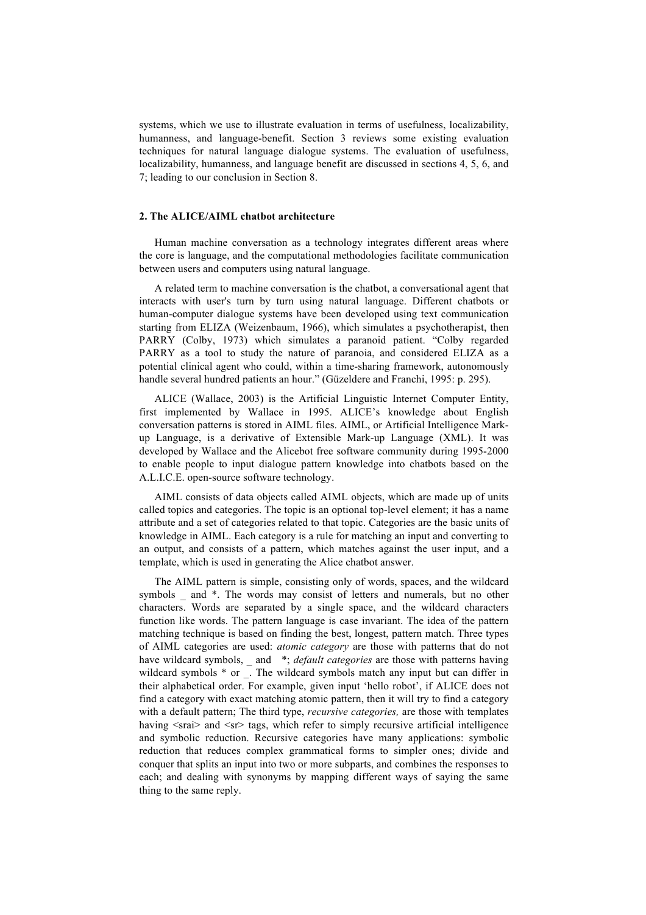systems, which we use to illustrate evaluation in terms of usefulness, localizability, humanness, and language-benefit. Section 3 reviews some existing evaluation techniques for natural language dialogue systems. The evaluation of usefulness, localizability, humanness, and language benefit are discussed in sections 4, 5, 6, and 7; leading to our conclusion in Section 8.

## 2. The ALICE/AIML chatbot architecture

Human machine conversation as a technology integrates different areas where the core is language, and the computational methodologies facilitate communication between users and computers using natural language.

A related term to machine conversation is the chatbot, a conversational agent that interacts with user's turn by turn using natural language. Different chatbots or human-computer dialogue systems have been developed using text communication starting from ELIZA (Weizenbaum, 1966), which simulates a psychotherapist, then PARRY (Colby, 1973) which simulates a paranoid patient. "Colby regarded PARRY as a tool to study the nature of paranoia, and considered ELIZA as a potential clinical agent who could, within a time-sharing framework, autonomously handle several hundred patients an hour." (Güzeldere and Franchi, 1995: p. 295).

ALICE (Wallace, 2003) is the Artificial Linguistic Internet Computer Entity, first implemented by Wallace in 1995. ALICE's knowledge about English conversation patterns is stored in AIML files. AIML, or Artificial Intelligence Mark-up Language, is a derivative of Extensible Mark-up Language (XML). It was developed by Wallace and the Alicebot free software community during 1995-2000 to enable people to input dialogue pattern knowledge into chatbots based on the A.L.I.C.E. open-source software technology.

AIML consists of data objects called AIML objects, which are made up of units called topics and categories. The topic is an optional top-level element; it has a name attribute and a set of categories related to that topic. Categories are the basic units of knowledge in AIML. Each category is a rule for matching an input and converting to an output, and consists of a pattern, which matches against the user input, and a template, which is used in generating the Alice chatbot answer.

The AIML pattern is simple, consisting only of words, spaces, and the wildcard symbols _ and *. The words may consist of letters and numerals, but no other characters. Words are separated by a single space, and the wildcard characters function like words. The pattern language is case invariant. The idea of the pattern matching technique is based on finding the best, longest, pattern match. Three types of AIML categories are used: *atomic category* are those with patterns that do not have wildcard symbols, _ and *; *default categories* are those with patterns having wildcard symbols * or _. The wildcard symbols match any input but can differ in their alphabetical order. For example, given input 'hello robot', if ALICE does not find a category with exact matching atomic pattern, then it will try to find a category with a default pattern; The third type, *recursive categories,* are those with templates having <srai> and <sr> tags, which refer to simply recursive artificial intelligence and symbolic reduction. Recursive categories have many applications: symbolic reduction that reduces complex grammatical forms to simpler ones; divide and conquer that splits an input into two or more subparts, and combines the responses to each; and dealing with synonyms by mapping different ways of saying the same thing to the same reply.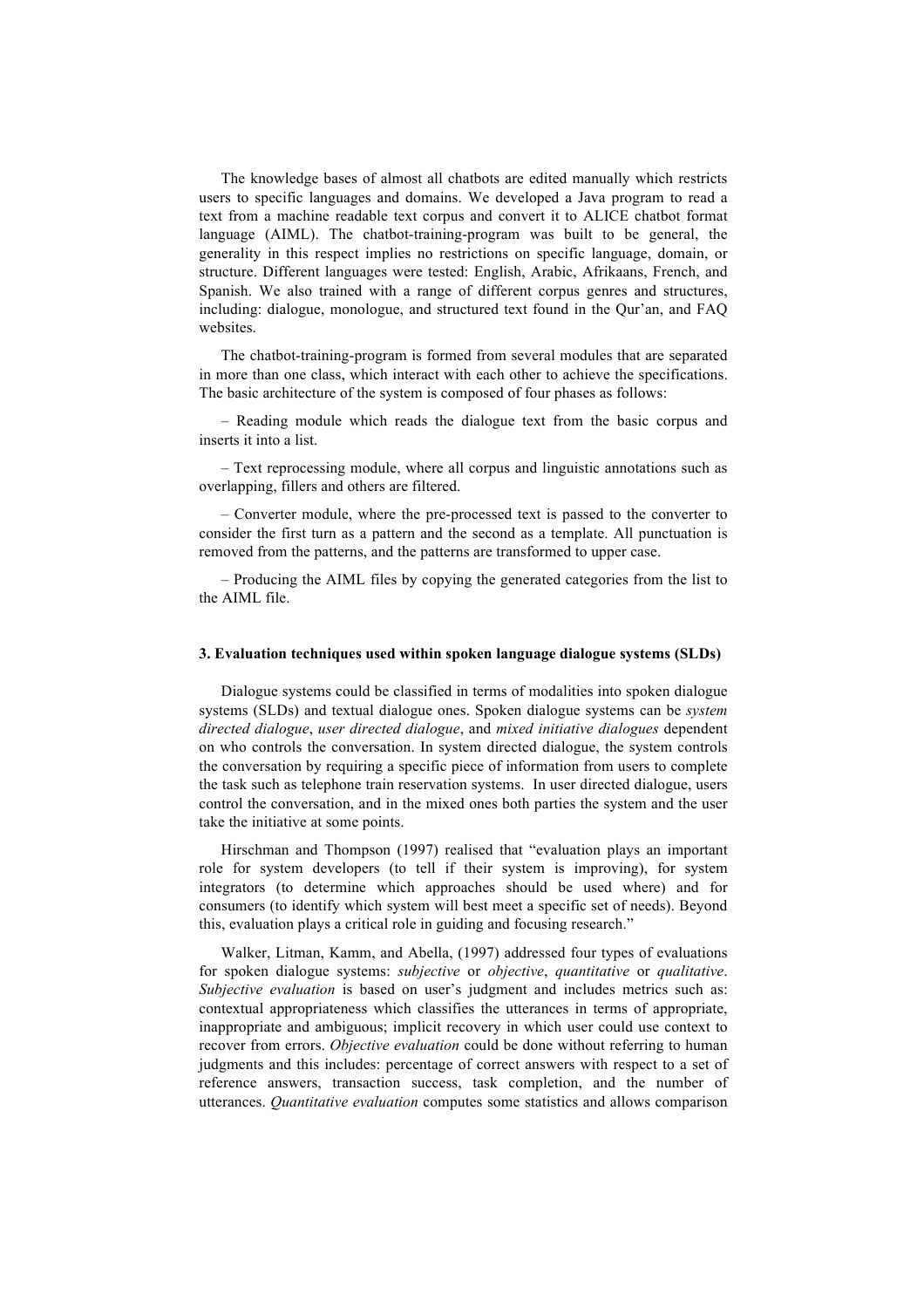The knowledge bases of almost all chatbots are edited manually which restricts users to specific languages and domains. We developed a Java program to read a text from a machine readable text corpus and convert it to ALICE chatbot format language (AIML). The chatbot-training-program was built to be general, the generality in this respect implies no restrictions on specific language, domain, or structure. Different languages were tested: English, Arabic, Afrikaans, French, and Spanish. We also trained with a range of different corpus genres and structures, including: dialogue, monologue, and structured text found in the Qur'an, and FAQ websites.

The chatbot-training-program is formed from several modules that are separated in more than one class, which interact with each other to achieve the specifications. The basic architecture of the system is composed of four phases as follows:

– Reading module which reads the dialogue text from the basic corpus and inserts it into a list.

– Text reprocessing module, where all corpus and linguistic annotations such as overlapping, fillers and others are filtered.

– Converter module, where the pre-processed text is passed to the converter to consider the first turn as a pattern and the second as a template. All punctuation is removed from the patterns, and the patterns are transformed to upper case.

– Producing the AIML files by copying the generated categories from the list to the AIML file.

### 3. Evaluation techniques used within spoken language dialogue systems (SLDs)

Dialogue systems could be classified in terms of modalities into spoken dialogue systems (SLDs) and textual dialogue ones. Spoken dialogue systems can be *system directed dialogue*, *user directed dialogue*, and *mixed initiative dialogues* dependent on who controls the conversation. In system directed dialogue, the system controls the conversation by requiring a specific piece of information from users to complete the task such as telephone train reservation systems. In user directed dialogue, users control the conversation, and in the mixed ones both parties the system and the user take the initiative at some points.

Hirschman and Thompson (1997) realised that "evaluation plays an important role for system developers (to tell if their system is improving), for system integrators (to determine which approaches should be used where) and for consumers (to identify which system will best meet a specific set of needs). Beyond this, evaluation plays a critical role in guiding and focusing research."

Walker, Litman, Kamm, and Abella, (1997) addressed four types of evaluations for spoken dialogue systems: *subjective* or *objective*, *quantitative* or *qualitative*. *Subjective evaluation* is based on user's judgment and includes metrics such as: contextual appropriateness which classifies the utterances in terms of appropriate, inappropriate and ambiguous; implicit recovery in which user could use context to recover from errors. *Objective evaluation* could be done without referring to human judgments and this includes: percentage of correct answers with respect to a set of reference answers, transaction success, task completion, and the number of utterances. *Quantitative evaluation* computes some statistics and allows comparison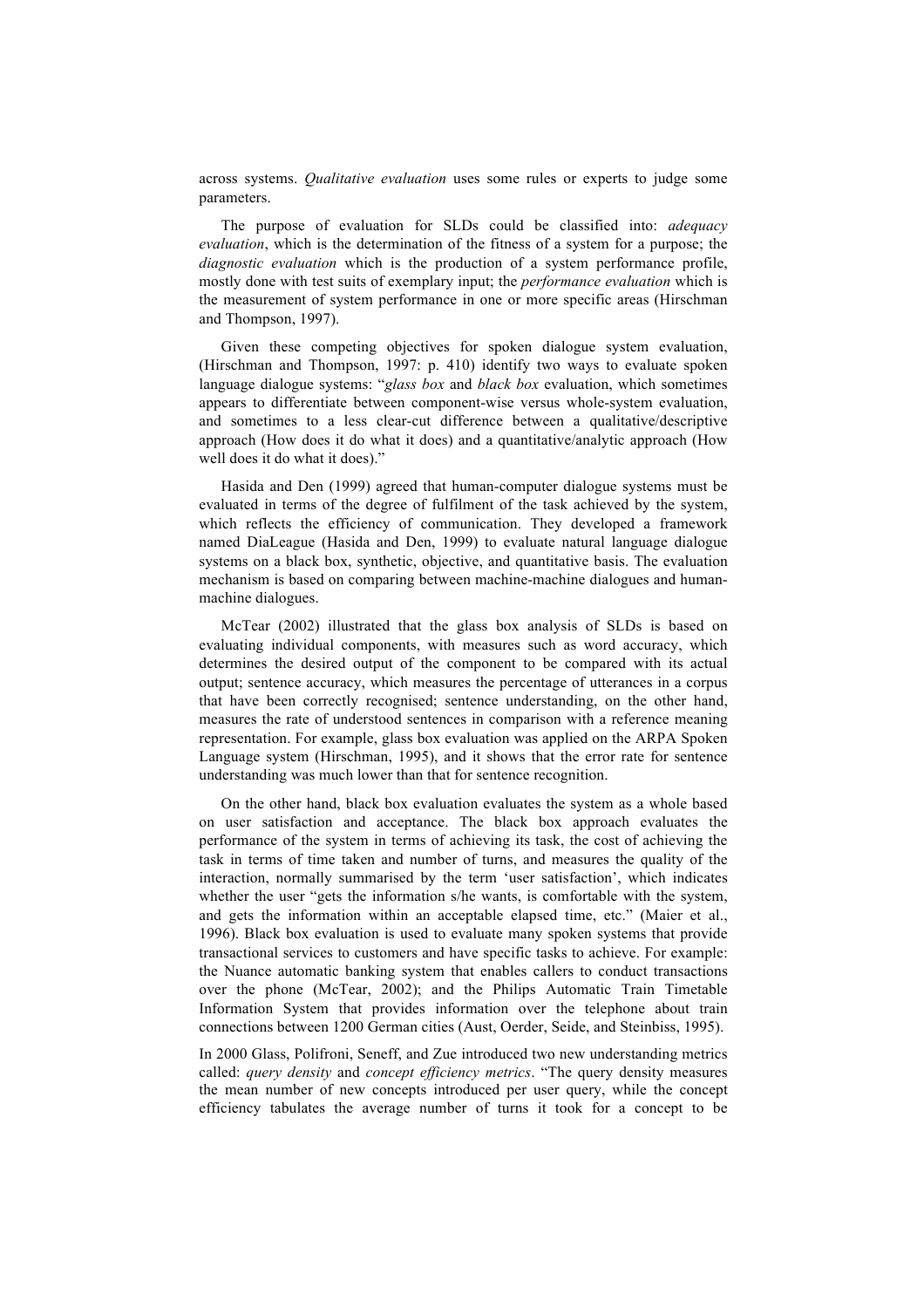across systems. *Qualitative evaluation* uses some rules or experts to judge some parameters.

The purpose of evaluation for SLDs could be classified into: *adequacy evaluation*, which is the determination of the fitness of a system for a purpose; the *diagnostic evaluation* which is the production of a system performance profile, mostly done with test suits of exemplary input; the *performance evaluation* which is the measurement of system performance in one or more specific areas (Hirschman and Thompson, 1997).

Given these competing objectives for spoken dialogue system evaluation, (Hirschman and Thompson, 1997: p. 410) identify two ways to evaluate spoken language dialogue systems: "*glass box* and *black box* evaluation, which sometimes appears to differentiate between component-wise versus whole-system evaluation, and sometimes to a less clear-cut difference between a qualitative/descriptive approach (How does it do what it does) and a quantitative/analytic approach (How well does it do what it does)."

Hasida and Den (1999) agreed that human-computer dialogue systems must be evaluated in terms of the degree of fulfilment of the task achieved by the system, which reflects the efficiency of communication. They developed a framework named DiaLeague (Hasida and Den, 1999) to evaluate natural language dialogue systems on a black box, synthetic, objective, and quantitative basis. The evaluation mechanism is based on comparing between machine-machine dialogues and human-machine dialogues.

McTear (2002) illustrated that the glass box analysis of SLDs is based on evaluating individual components, with measures such as word accuracy, which determines the desired output of the component to be compared with its actual output; sentence accuracy, which measures the percentage of utterances in a corpus that have been correctly recognised; sentence understanding, on the other hand, measures the rate of understood sentences in comparison with a reference meaning representation. For example, glass box evaluation was applied on the ARPA Spoken Language system (Hirschman, 1995), and it shows that the error rate for sentence understanding was much lower than that for sentence recognition.

On the other hand, black box evaluation evaluates the system as a whole based on user satisfaction and acceptance. The black box approach evaluates the performance of the system in terms of achieving its task, the cost of achieving the task in terms of time taken and number of turns, and measures the quality of the interaction, normally summarised by the term 'user satisfaction', which indicates whether the user "gets the information s/he wants, is comfortable with the system, and gets the information within an acceptable elapsed time, etc." (Maier et al., 1996). Black box evaluation is used to evaluate many spoken systems that provide transactional services to customers and have specific tasks to achieve. For example: the Nuance automatic banking system that enables callers to conduct transactions over the phone (McTear, 2002); and the Philips Automatic Train Timetable Information System that provides information over the telephone about train connections between 1200 German cities (Aust, Oerder, Seide, and Steinbiss, 1995).

In 2000 Glass, Polifroni, Seneff, and Zue introduced two new understanding metrics called: *query density* and *concept efficiency metrics*. "The query density measures the mean number of new concepts introduced per user query, while the concept efficiency tabulates the average number of turns it took for a concept to be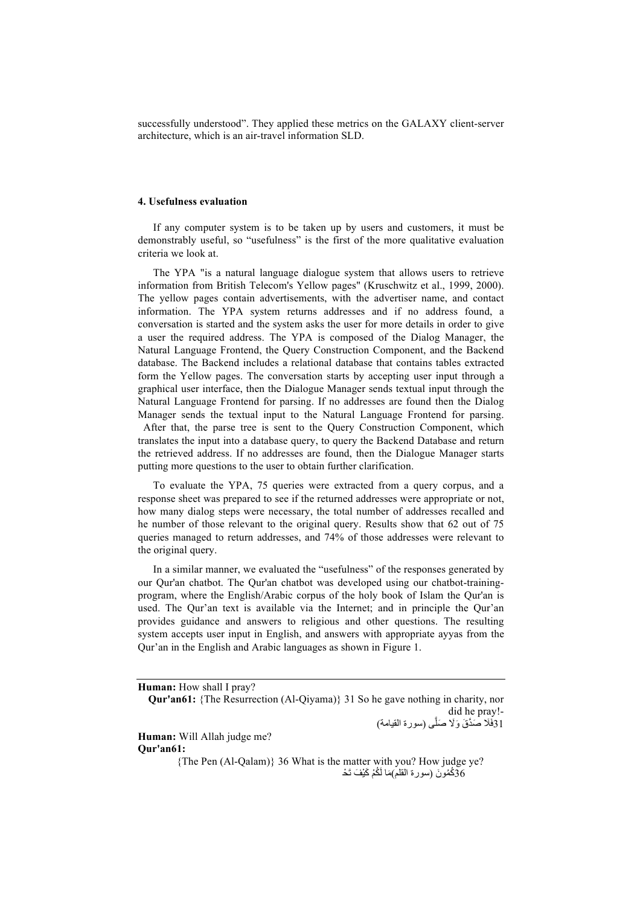successfully understood". They applied these metrics on the GALAXY client-server architecture, which is an air-travel information SLD.

### 4. Usefulness evaluation

If any computer system is to be taken up by users and customers, it must be demonstrably useful, so "usefulness" is the first of the more qualitative evaluation criteria we look at.

The YPA "is a natural language dialogue system that allows users to retrieve information from British Telecom's Yellow pages" (Kruschwitz et al., 1999, 2000). The yellow pages contain advertisements, with the advertiser name, and contact information. The YPA system returns addresses and if no address found, a conversation is started and the system asks the user for more details in order to give a user the required address. The YPA is composed of the Dialog Manager, the Natural Language Frontend, the Query Construction Component, and the Backend database. The Backend includes a relational database that contains tables extracted form the Yellow pages. The conversation starts by accepting user input through a graphical user interface, then the Dialogue Manager sends textual input through the Natural Language Frontend for parsing. If no addresses are found then the Dialog Manager sends the textual input to the Natural Language Frontend for parsing. After that, the parse tree is sent to the Query Construction Component, which translates the input into a database query, to query the Backend Database and return the retrieved address. If no addresses are found, then the Dialogue Manager starts putting more questions to the user to obtain further clarification.

To evaluate the YPA, 75 queries were extracted from a query corpus, and a response sheet was prepared to see if the returned addresses were appropriate or not, how many dialog steps were necessary, the total number of addresses recalled and he number of those relevant to the original query. Results show that 62 out of 75 queries managed to return addresses, and 74% of those addresses were relevant to the original query.

In a similar manner, we evaluated the "usefulness" of the responses generated by our Qur'an chatbot. The Qur'an chatbot was developed using our chatbot-training-program, where the English/Arabic corpus of the holy book of Islam the Qur'an is used. The Qur'an text is available via the Internet; and in principle the Qur'an provides guidance and answers to religious and other questions. The resulting system accepts user input in English, and answers with appropriate ayyas from the Qur'an in the English and Arabic languages as shown in Figure 1.

**Human:** How shall I pray?
**Qur'an61:** {The Resurrection (Al-Qiyama)} 31 So he gave nothing in charity, nor did he pray!-
31فَلَا صَدَّقَ وَلَا صَلَّى (سورة القيامة)

**Human:** Will Allah judge me?
**Qur'an61:**
{The Pen (Al-Qalam)} 36 What is the matter with you? How judge ye?
36مَا لَكُمْ كَيْفَ تَحْكُمُونَ (سورة القلم)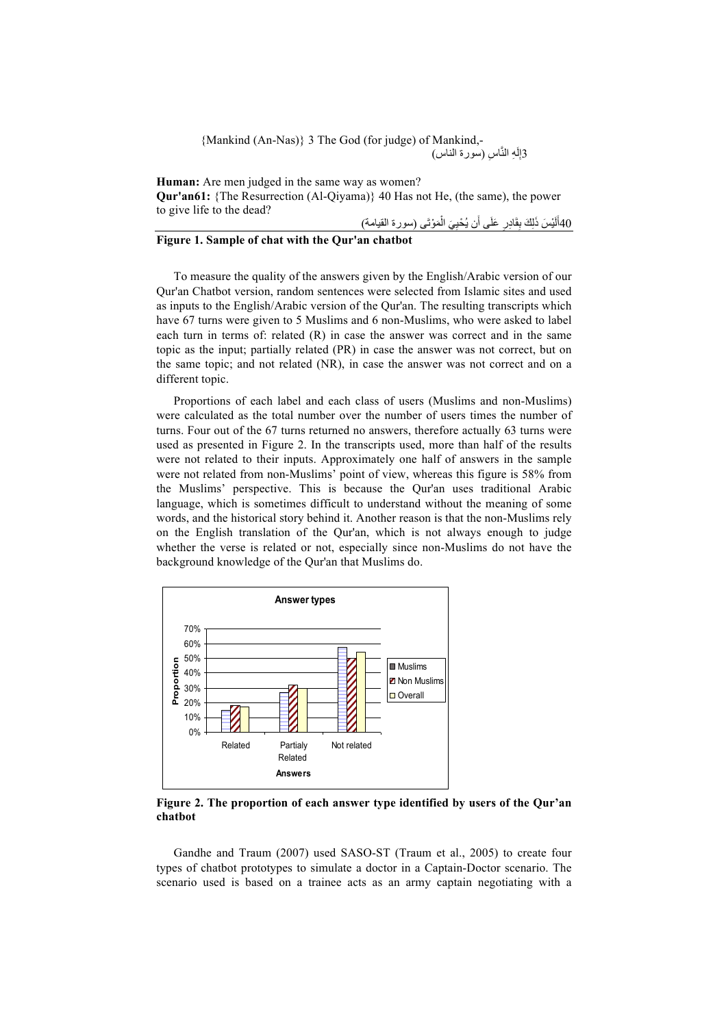{Mankind (An-Nas)} 3 The God (for judge) of Mankind,-

3إِلَهِ النَّاسِ (سورة الناس)

**Human:** Are men judged in the same way as women?

**Qur'an61:** {The Resurrection (Al-Qiyama)} 40 Has not He, (the same), the power to give life to the dead?

40أَلَيْسَ ذَلِكَ بِقَادِرٍ عَلَى أَن يُحْيِيَ الْمَوْتَى (سورة القيامة)

**Figure 1. Sample of chat with the Qur'an chatbot**

To measure the quality of the answers given by the English/Arabic version of our Qur'an Chatbot version, random sentences were selected from Islamic sites and used as inputs to the English/Arabic version of the Qur'an. The resulting transcripts which have 67 turns were given to 5 Muslims and 6 non-Muslims, who were asked to label each turn in terms of: related (R) in case the answer was correct and in the same topic as the input; partially related (PR) in case the answer was not correct, but on the same topic; and not related (NR), in case the answer was not correct and on a different topic.

Proportions of each label and each class of users (Muslims and non-Muslims) were calculated as the total number over the number of users times the number of turns. Four out of the 67 turns returned no answers, therefore actually 63 turns were used as presented in Figure 2. In the transcripts used, more than half of the results were not related to their inputs. Approximately one half of answers in the sample were not related from non-Muslims' point of view, whereas this figure is 58% from the Muslims' perspective. This is because the Qur'an uses traditional Arabic language, which is sometimes difficult to understand without the meaning of some words, and the historical story behind it. Another reason is that the non-Muslims rely on the English translation of the Qur'an, which is not always enough to judge whether the verse is related or not, especially since non-Muslims do not have the background knowledge of the Qur'an that Muslims do.

**Figure 2. The proportion of each answer type identified by users of the Qur'an chatbot**

Gandhe and Traum (2007) used SASO-ST (Traum et al., 2005) to create four types of chatbot prototypes to simulate a doctor in a Captain-Doctor scenario. The scenario used is based on a trainee acts as an army captain negotiating with a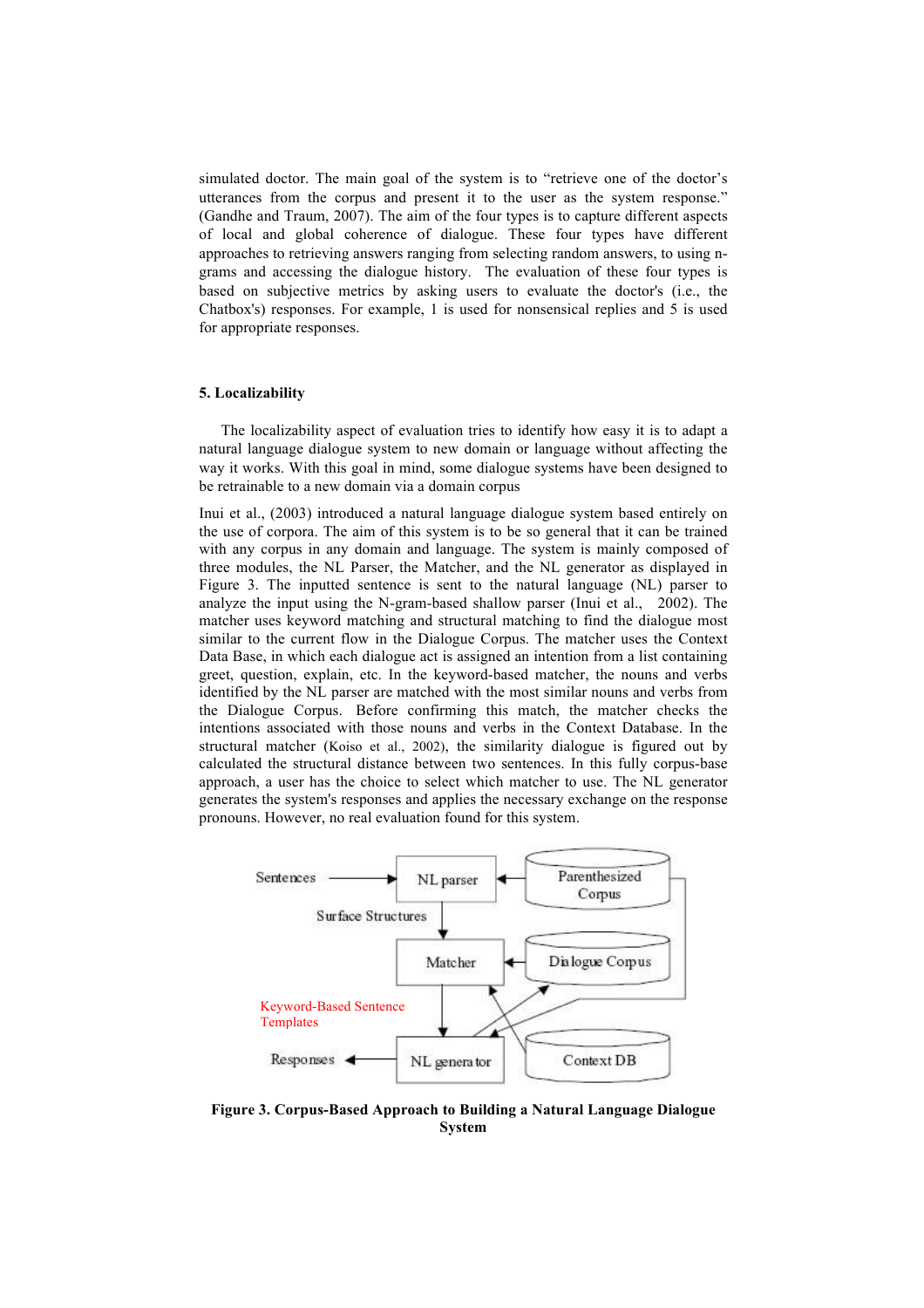simulated doctor. The main goal of the system is to "retrieve one of the doctor's utterances from the corpus and present it to the user as the system response." (Gandhe and Traum, 2007). The aim of the four types is to capture different aspects of local and global coherence of dialogue. These four types have different approaches to retrieving answers ranging from selecting random answers, to using n-grams and accessing the dialogue history. The evaluation of these four types is based on subjective metrics by asking users to evaluate the doctor's (i.e., the Chatbox's) responses. For example, 1 is used for nonsensical replies and 5 is used for appropriate responses.

### 5. Localizability

The localizability aspect of evaluation tries to identify how easy it is to adapt a natural language dialogue system to new domain or language without affecting the way it works. With this goal in mind, some dialogue systems have been designed to be retrainable to a new domain via a domain corpus

Inui et al., (2003) introduced a natural language dialogue system based entirely on the use of corpora. The aim of this system is to be so general that it can be trained with any corpus in any domain and language. The system is mainly composed of three modules, the NL Parser, the Matcher, and the NL generator as displayed in Figure 3. The inputted sentence is sent to the natural language (NL) parser to analyze the input using the N-gram-based shallow parser (Inui et al., 2002). The matcher uses keyword matching and structural matching to find the dialogue most similar to the current flow in the Dialogue Corpus. The matcher uses the Context Data Base, in which each dialogue act is assigned an intention from a list containing greet, question, explain, etc. In the keyword-based matcher, the nouns and verbs identified by the NL parser are matched with the most similar nouns and verbs from the the Dialogue Corpus. Before confirming this match, the matcher checks the intentions associated with those nouns and verbs in the Context Database. In the structural matcher (Koiso et al., 2002), the similarity dialogue is figured out by calculated the structural distance between two sentences. In this fully corpus-base approach, a user has the choice to select which matcher to use. The NL generator generates the system's responses and applies the necessary exchange on the response pronouns. However, no real evaluation found for this system.

Sentences → NL parser ← Parenthesized Corpus

Surface Structures

Matcher ← Dialogue Corpus

Keyword-Based Sentence Templates

Responses ← NL generator — Context DB

**Figure 3. Corpus-Based Approach to Building a Natural Language Dialogue System**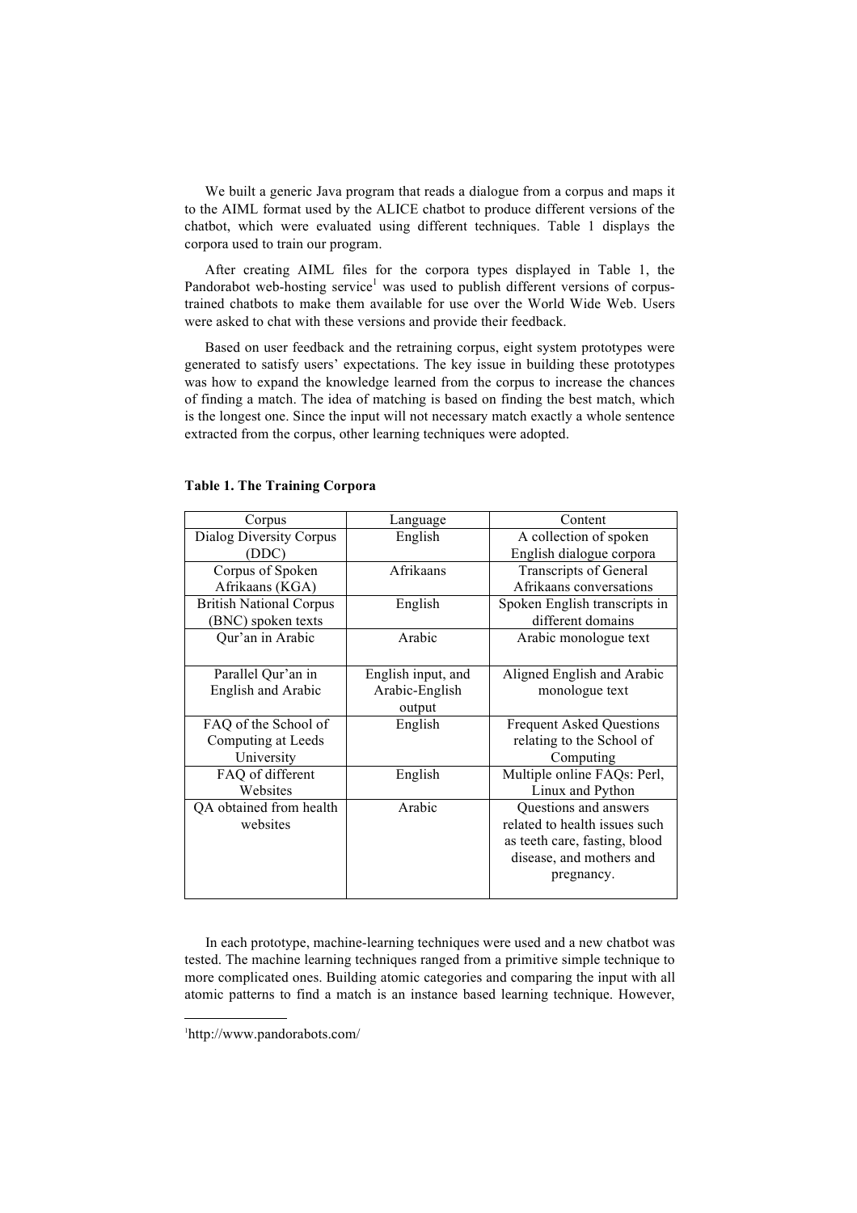We built a generic Java program that reads a dialogue from a corpus and maps it to the AIML format used by the ALICE chatbot to produce different versions of the chatbot, which were evaluated using different techniques. Table 1 displays the corpora used to train our program.

After creating AIML files for the corpora types displayed in Table 1, the Pandorabot web-hosting service[1] was used to publish different versions of corpus-trained chatbots to make them available for use over the World Wide Web. Users were asked to chat with these versions and provide their feedback.

Based on user feedback and the retraining corpus, eight system prototypes were generated to satisfy users' expectations. The key issue in building these prototypes was how to expand the knowledge learned from the corpus to increase the chances of finding a match. The idea of matching is based on finding the best match, which is the longest one. Since the input will not necessary match exactly a whole sentence extracted from the corpus, other learning techniques were adopted.

**Table 1. The Training Corpora**

| Corpus | Language | Content |
|---|---|---|
| Dialog Diversity Corpus (DDC) | English | A collection of spoken English dialogue corpora |
| Corpus of Spoken Afrikaans (KGA) | Afrikaans | Transcripts of General Afrikaans conversations |
| British National Corpus (BNC) spoken texts | English | Spoken English transcripts in different domains |
| Qur'an in Arabic | Arabic | Arabic monologue text |
| Parallel Qur'an in English and Arabic | English input, and Arabic-English output | Aligned English and Arabic monologue text |
| FAQ of the School of Computing at Leeds University | English | Frequent Asked Questions relating to the School of Computing |
| FAQ of different Websites | English | Multiple online FAQs: Perl, Linux and Python |
| QA obtained from health websites | Arabic | Questions and answers related to health issues such as teeth care, fasting, blood disease, and mothers and pregnancy. |

In each prototype, machine-learning techniques were used and a new chatbot was tested. The machine learning techniques ranged from a primitive simple technique to more complicated ones. Building atomic categories and comparing the input with all atomic patterns to find a match is an instance based learning technique. However,

[1] http://www.pandorabots.com/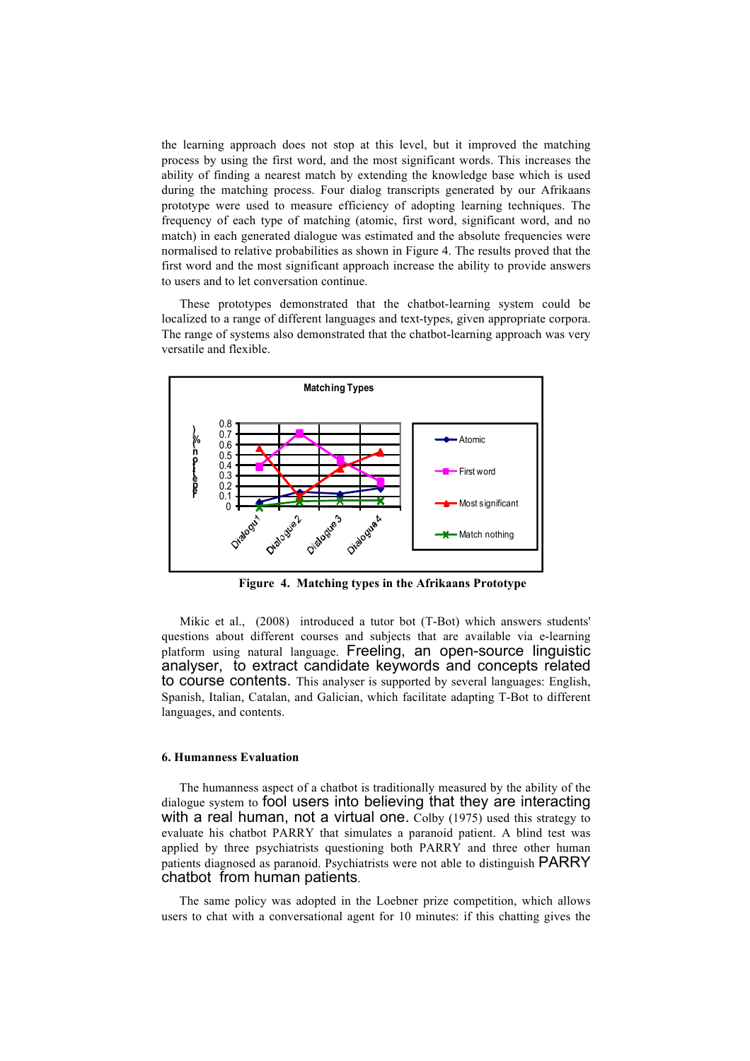the learning approach does not stop at this level, but it improved the matching process by using the first word, and the most significant words. This increases the ability of finding a nearest match by extending the knowledge base which is used during the matching process. Four dialog transcripts generated by our Afrikaans prototype were used to measure efficiency of adopting learning techniques. The frequency of each type of matching (atomic, first word, significant word, and no match) in each generated dialogue was estimated and the absolute frequencies were normalised to relative probabilities as shown in Figure 4. The results proved that the first word and the most significant approach increase the ability to provide answers to users and to let conversation continue.

These prototypes demonstrated that the chatbot-learning system could be localized to a range of different languages and text-types, given appropriate corpora. The range of systems also demonstrated that the chatbot-learning approach was very versatile and flexible.

**Figure 4. Matching types in the Afrikaans Prototype**

Mikic et al., (2008) introduced a tutor bot (T-Bot) which answers students' questions about different courses and subjects that are available via e-learning platform using natural language. Freeling, an open-source linguistic analyser, to extract candidate keywords and concepts related to course contents. This analyser is supported by several languages: English, Spanish, Italian, Catalan, and Galician, which facilitate adapting T-Bot to different languages, and contents.

### 6. Humanness Evaluation

The humanness aspect of a chatbot is traditionally measured by the ability of the dialogue system to fool users into believing that they are interacting with a real human, not a virtual one. Colby (1975) used this strategy to evaluate his chatbot PARRY that simulates a paranoid patient. A blind test was applied by three psychiatrists questioning both PARRY and three other human patients diagnosed as paranoid. Psychiatrists were not able to distinguish PARRY chatbot from human patients.

The same policy was adopted in the Loebner prize competition, which allows users to chat with a conversational agent for 10 minutes: if this chatting gives the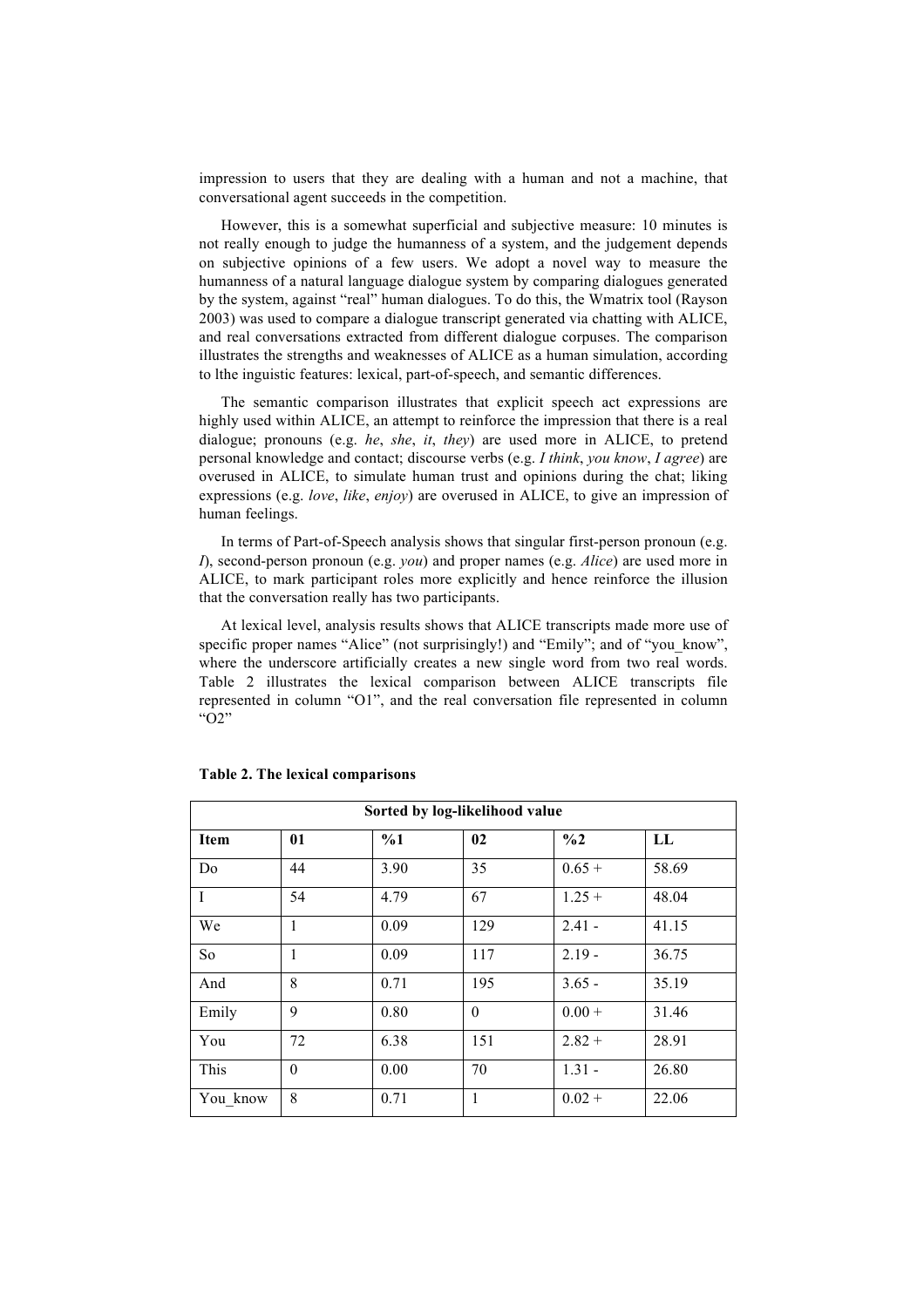impression to users that they are dealing with a human and not a machine, that conversational agent succeeds in the competition.

However, this is a somewhat superficial and subjective measure: 10 minutes is not really enough to judge the humanness of a system, and the judgement depends on subjective opinions of a few users. We adopt a novel way to measure the humanness of a natural language dialogue system by comparing dialogues generated by the system, against "real" human dialogues. To do this, the Wmatrix tool (Rayson 2003) was used to compare a dialogue transcript generated via chatting with ALICE, and real conversations extracted from different dialogue corpuses. The comparison illustrates the strengths and weaknesses of ALICE as a human simulation, according to lthe inguistic features: lexical, part-of-speech, and semantic differences.

The semantic comparison illustrates that explicit speech act expressions are highly used within ALICE, an attempt to reinforce the impression that there is a real dialogue; pronouns (e.g. *he*, *she*, *it*, *they*) are used more in ALICE, to pretend personal knowledge and contact; discourse verbs (e.g. *I think*, *you know*, *I agree*) are overused in ALICE, to simulate human trust and opinions during the chat; liking expressions (e.g. *love*, *like*, *enjoy*) are overused in ALICE, to give an impression of human feelings.

In terms of Part-of-Speech analysis shows that singular first-person pronoun (e.g. *I*), second-person pronoun (e.g. *you*) and proper names (e.g. *Alice*) are used more in ALICE, to mark participant roles more explicitly and hence reinforce the illusion that the conversation really has two participants.

At lexical level, analysis results shows that ALICE transcripts made more use of specific proper names "Alice" (not surprisingly!) and "Emily"; and of "you_know", where the underscore artificially creates a new single word from two real words. Table 2 illustrates the lexical comparison between ALICE transcripts file represented in column "O1", and the real conversation file represented in column "O2"

**Table 2. The lexical comparisons**

| Sorted by log-likelihood value | | | | | |
|---|---|---|---|---|---|
| **Item** | **01** | **%1** | **02** | **%2** | **LL** |
| Do | 44 | 3.90 | 35 | 0.65 + | 58.69 |
| I | 54 | 4.79 | 67 | 1.25 + | 48.04 |
| We | 1 | 0.09 | 129 | 2.41 - | 41.15 |
| So | 1 | 0.09 | 117 | 2.19 - | 36.75 |
| And | 8 | 0.71 | 195 | 3.65 - | 35.19 |
| Emily | 9 | 0.80 | 0 | 0.00 + | 31.46 |
| You | 72 | 6.38 | 151 | 2.82 + | 28.91 |
| This | 0 | 0.00 | 70 | 1.31 - | 26.80 |
| You_know | 8 | 0.71 | 1 | 0.02 + | 22.06 |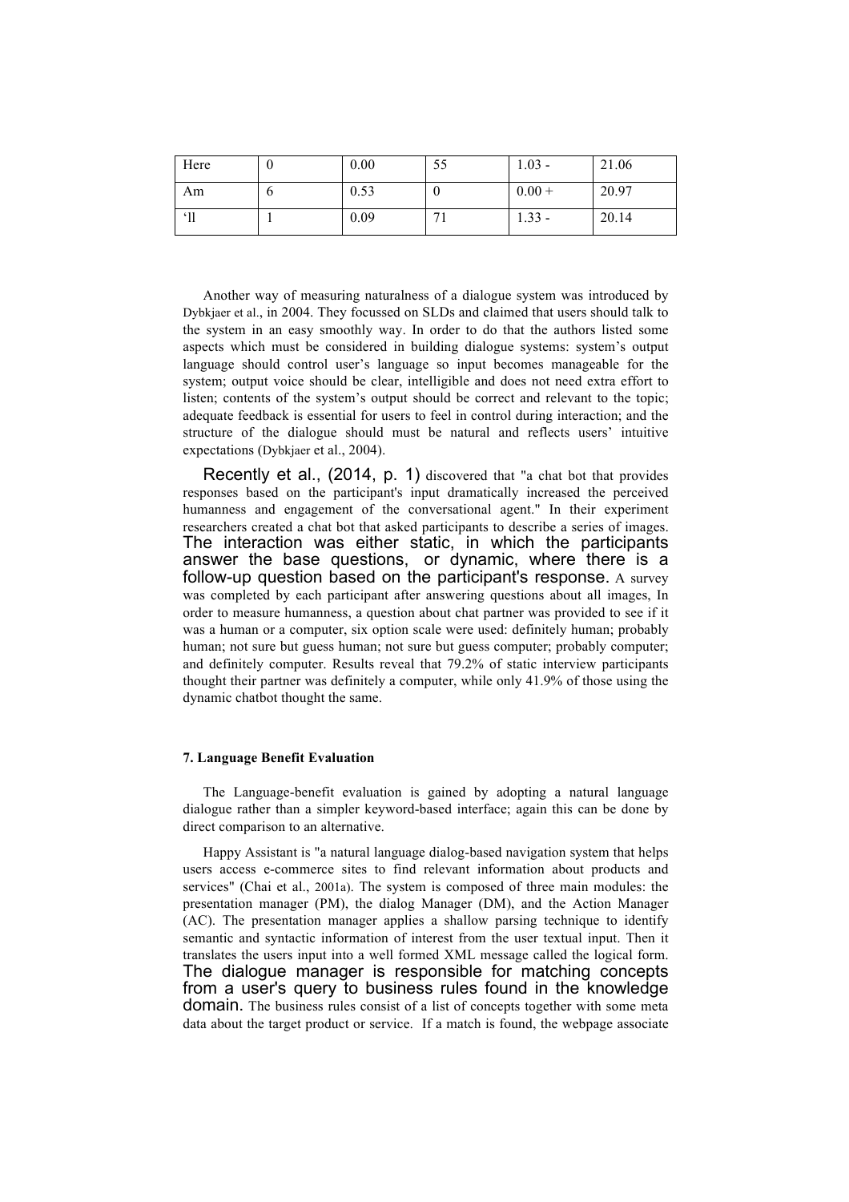| Here | 0 | 0.00 | 55 | 1.03 - | 21.06 |
|---|---|---|---|---|---|
| Am | 6 | 0.53 | 0 | 0.00 + | 20.97 |
| 'll | 1 | 0.09 | 71 | 1.33 - | 20.14 |

Another way of measuring naturalness of a dialogue system was introduced by Dybkjaer et al., in 2004. They focussed on SLDs and claimed that users should talk to the system in an easy smoothly way. In order to do that the authors listed some aspects which must be considered in building dialogue systems: system's output language should control user's language so input becomes manageable for the system; output voice should be clear, intelligible and does not need extra effort to listen; contents of the system's output should be correct and relevant to the topic; adequate feedback is essential for users to feel in control during interaction; and the structure of the dialogue should must be natural and reflects users' intuitive expectations (Dybkjaer et al., 2004).

Recently et al., (2014, p. 1) discovered that "a chat bot that provides responses based on the participant's input dramatically increased the perceived humanness and engagement of the conversational agent." In their experiment researchers created a chat bot that asked participants to describe a series of images. The interaction was either static, in which the participants answer the base questions, or dynamic, where there is a follow-up question based on the participant's response. A survey was completed by each participant after answering questions about all images, In order to measure humanness, a question about chat partner was provided to see if it was a human or a computer, six option scale were used: definitely human; probably human; not sure but guess human; not sure but guess computer; probably computer; and definitely computer. Results reveal that 79.2% of static interview participants thought their partner was definitely a computer, while only 41.9% of those using the dynamic chatbot thought the same.

#### 7. Language Benefit Evaluation

The Language-benefit evaluation is gained by adopting a natural language dialogue rather than a simpler keyword-based interface; again this can be done by direct comparison to an alternative.

Happy Assistant is "a natural language dialog-based navigation system that helps users access e-commerce sites to find relevant information about products and services" (Chai et al., 2001a). The system is composed of three main modules: the presentation manager (PM), the dialog Manager (DM), and the Action Manager (AC). The presentation manager applies a shallow parsing technique to identify semantic and syntactic information of interest from the user textual input. Then it translates the users input into a well formed XML message called the logical form. The dialogue manager is responsible for matching concepts from a user's query to business rules found in the knowledge domain. The business rules consist of a list of concepts together with some meta data about the target product or service. If a match is found, the webpage associate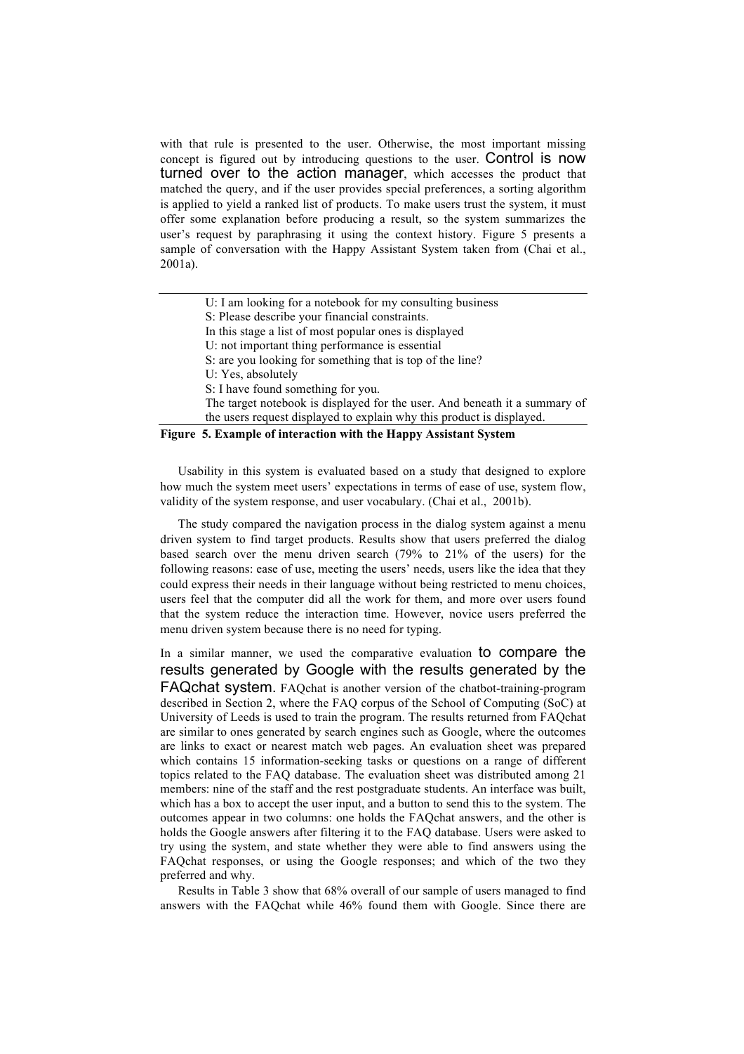with that rule is presented to the user. Otherwise, the most important missing concept is figured out by introducing questions to the user. Control is now turned over to the action manager, which accesses the product that matched the query, and if the user provides special preferences, a sorting algorithm is applied to yield a ranked list of products. To make users trust the system, it must offer some explanation before producing a result, so the system summarizes the user's request by paraphrasing it using the context history. Figure 5 presents a sample of conversation with the Happy Assistant System taken from (Chai et al., 2001a).

---

U: I am looking for a notebook for my consulting business
S: Please describe your financial constraints.
In this stage a list of most popular ones is displayed
U: not important thing performance is essential
S: are you looking for something that is top of the line?
U: Yes, absolutely
S: I have found something for you.
The target notebook is displayed for the user. And beneath it a summary of the users request displayed to explain why this product is displayed.

---

**Figure 5. Example of interaction with the Happy Assistant System**

Usability in this system is evaluated based on a study that designed to explore how much the system meet users' expectations in terms of ease of use, system flow, validity of the system response, and user vocabulary. (Chai et al., 2001b).

The study compared the navigation process in the dialog system against a menu driven system to find target products. Results show that users preferred the dialog based search over the menu driven search (79% to 21% of the users) for the following reasons: ease of use, meeting the users' needs, users like the idea that they could express their needs in their language without being restricted to menu choices, users feel that the computer did all the work for them, and more over users found that the system reduce the interaction time. However, novice users preferred the menu driven system because there is no need for typing.

In a similar manner, we used the comparative evaluation to compare the results generated by Google with the results generated by the FAQchat system. FAQchat is another version of the chatbot-training-program described in Section 2, where the FAQ corpus of the School of Computing (SoC) at University of Leeds is used to train the program. The results returned from FAQchat are similar to ones generated by search engines such as Google, where the outcomes are links to exact or nearest match web pages. An evaluation sheet was prepared which contains 15 information-seeking tasks or questions on a range of different topics related to the FAQ database. The evaluation sheet was distributed among 21 members: nine of the staff and the rest postgraduate students. An interface was built, which has a box to accept the user input, and a button to send this to the system. The outcomes appear in two columns: one holds the FAQchat answers, and the other is holds the Google answers after filtering it to the FAQ database. Users were asked to try using the system, and state whether they were able to find answers using the FAQchat responses, or using the Google responses; and which of the two they preferred and why.

Results in Table 3 show that 68% overall of our sample of users managed to find answers with the FAQchat while 46% found them with Google. Since there are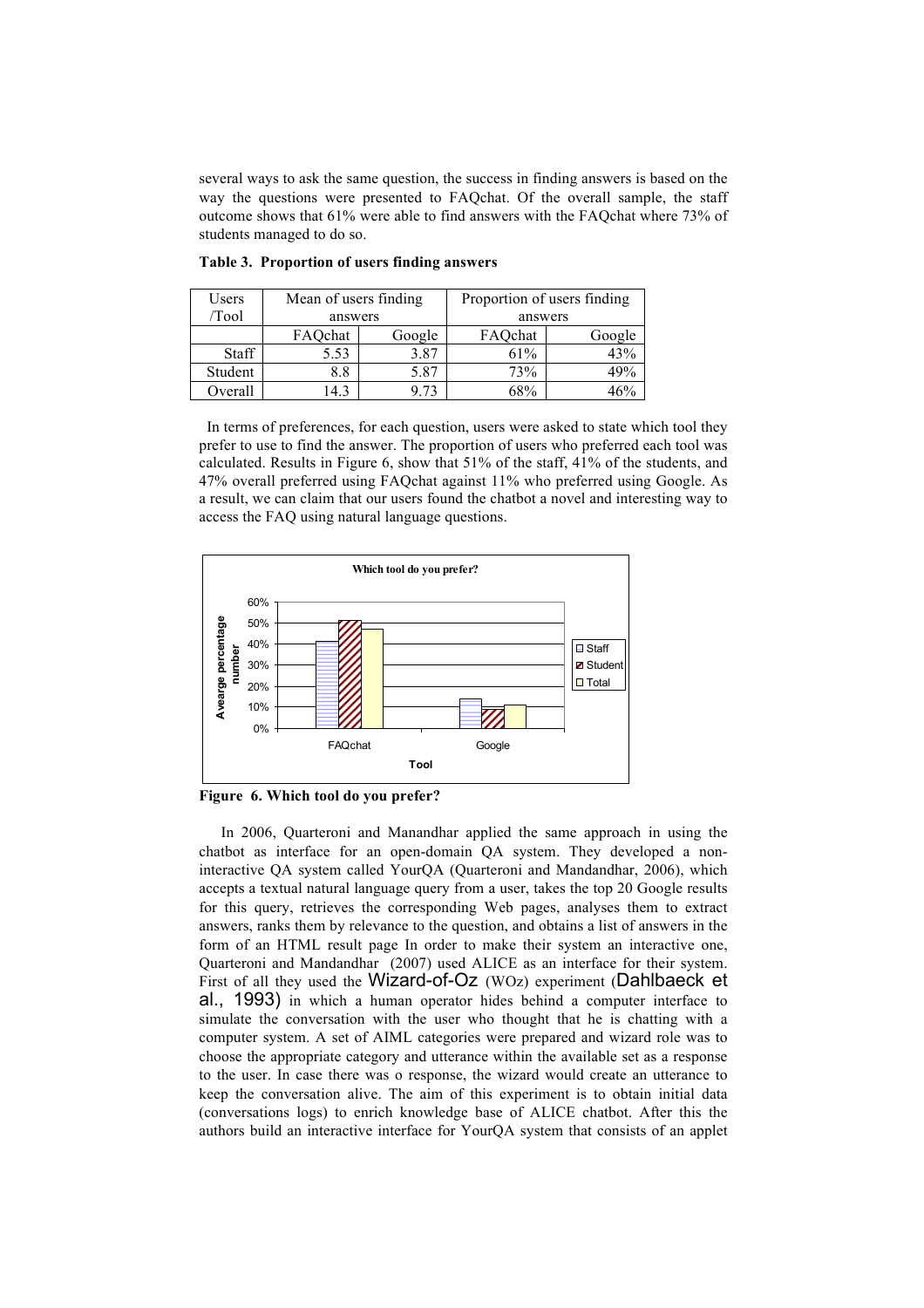several ways to ask the same question, the success in finding answers is based on the way the questions were presented to FAQchat. Of the overall sample, the staff outcome shows that 61% were able to find answers with the FAQchat where 73% of students managed to do so.

**Table 3. Proportion of users finding answers**

| Users /Tool | Mean of users finding answers | | Proportion of users finding answers | |
|---|---|---|---|---|
| | FAQchat | Google | FAQchat | Google |
| Staff | 5.53 | 3.87 | 61% | 43% |
| Student | 8.8 | 5.87 | 73% | 49% |
| Overall | 14.3 | 9.73 | 68% | 46% |

In terms of preferences, for each question, users were asked to state which tool they prefer to use to find the answer. The proportion of users who preferred each tool was calculated. Results in Figure 6, show that 51% of the staff, 41% of the students, and 47% overall preferred using FAQchat against 11% who preferred using Google. As a result, we can claim that our users found the chatbot a novel and interesting way to access the FAQ using natural language questions.

**Figure 6. Which tool do you prefer?**

In 2006, Quarteroni and Manandhar applied the same approach in using the chatbot as interface for an open-domain QA system. They developed a non-interactive QA system called YourQA (Quarteroni and Mandandhar, 2006), which accepts a textual natural language query from a user, takes the top 20 Google results for this query, retrieves the corresponding Web pages, analyses them to extract answers, ranks them by relevance to the question, and obtains a list of answers in the form of an HTML result page In order to make their system an interactive one, Quarteroni and Mandandhar (2007) used ALICE as an interface for their system. First of all they used the Wizard-of-Oz (WOz) experiment (Dahlbaeck et al., 1993) in which a human operator hides behind a computer interface to simulate the conversation with the user who thought that he is chatting with a computer system. A set of AIML categories were prepared and wizard role was to choose the appropriate category and utterance within the available set as a response to the user. In case there was o response, the wizard would create an utterance to keep the conversation alive. The aim of this experiment is to obtain initial data (conversations logs) to enrich knowledge base of ALICE chatbot. After this the authors build an interactive interface for YourQA system that consists of an applet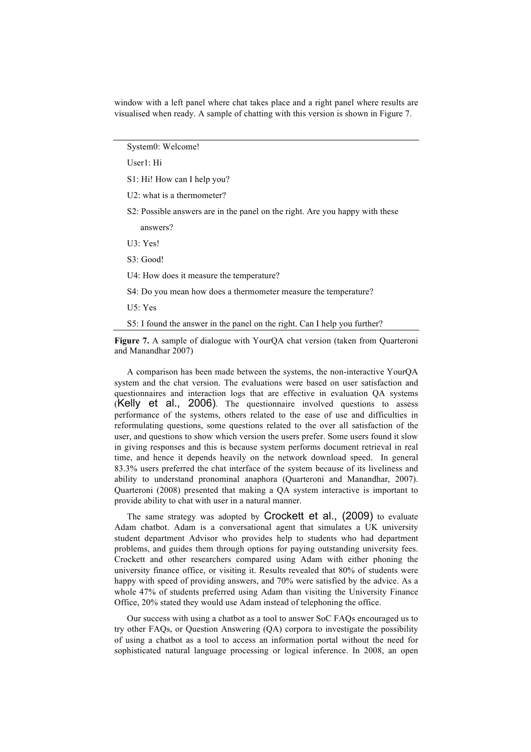window with a left panel where chat takes place and a right panel where results are visualised when ready. A sample of chatting with this version is shown in Figure 7.

---

System0: Welcome!

User1: Hi

S1: Hi! How can I help you?

U2: what is a thermometer?

S2: Possible answers are in the panel on the right. Are you happy with these answers?

U3: Yes!

S3: Good!

U4: How does it measure the temperature?

S4: Do you mean how does a thermometer measure the temperature?

U5: Yes

S5: I found the answer in the panel on the right. Can I help you further?

---

**Figure 7.** A sample of dialogue with YourQA chat version (taken from Quarteroni and Manandhar 2007)

A comparison has been made between the systems, the non-interactive YourQA system and the chat version. The evaluations were based on user satisfaction and questionnaires and interaction logs that are effective in evaluation QA systems (Kelly et al., 2006). The questionnaire involved questions to assess performance of the systems, others related to the ease of use and difficulties in reformulating questions, some questions related to the over all satisfaction of the user, and questions to show which version the users prefer. Some users found it slow in giving responses and this is because system performs document retrieval in real time, and hence it depends heavily on the network download speed. In general 83.3% users preferred the chat interface of the system because of its liveliness and ability to understand pronominal anaphora (Quarteroni and Manandhar, 2007). Quarteroni (2008) presented that making a QA system interactive is important to provide ability to chat with user in a natural manner.

The same strategy was adopted by Crockett et al., (2009) to evaluate Adam chatbot. Adam is a conversational agent that simulates a UK university student department Advisor who provides help to students who had department problems, and guides them through options for paying outstanding university fees. Crockett and other researchers compared using Adam with either phoning the university finance office, or visiting it. Results revealed that 80% of students were happy with speed of providing answers, and 70% were satisfied by the advice. As a whole 47% of students preferred using Adam than visiting the University Finance Office, 20% stated they would use Adam instead of telephoning the office.

Our success with using a chatbot as a tool to answer SoC FAQs encouraged us to try other FAQs, or Question Answering (QA) corpora to investigate the possibility of using a chatbot as a tool to access an information portal without the need for sophisticated natural language processing or logical inference. In 2008, an open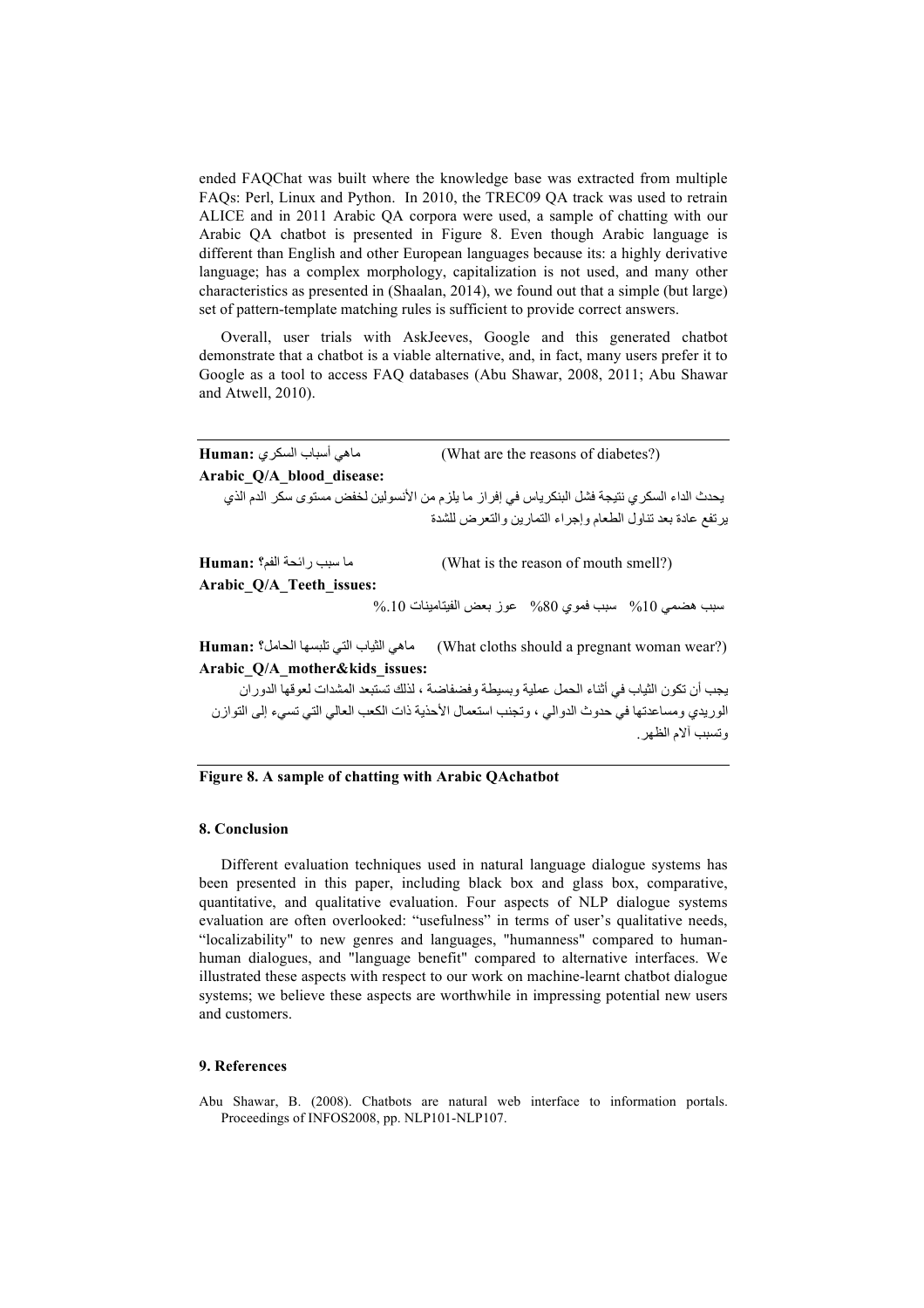ended FAQChat was built where the knowledge base was extracted from multiple FAQs: Perl, Linux and Python. In 2010, the TREC09 QA track was used to retrain ALICE and in 2011 Arabic QA corpora were used, a sample of chatting with our Arabic QA chatbot is presented in Figure 8. Even though Arabic language is different than English and other European languages because its: a highly derivative language; has a complex morphology, capitalization is not used, and many other characteristics as presented in (Shaalan, 2014), we found out that a simple (but large) set of pattern-template matching rules is sufficient to provide correct answers.

Overall, user trials with AskJeeves, Google and this generated chatbot demonstrate that a chatbot is a viable alternative, and, in fact, many users prefer it to Google as a tool to access FAQ databases (Abu Shawar, 2008, 2011; Abu Shawar and Atwell, 2010).

---

**Human:** ماهي أسباب السكري (What are the reasons of diabetes?)

**Arabic_Q/A_blood_disease:**

يحدث الداء السكري نتيجة فشل البنكرياس في إفراز ما يلزم من الأنسولين لخفض مستوى سكر الدم الذي يرتفع عادة بعد تناول الطعام وإجراء التمارين والتعرض للشدة

**Human:** ما سبب رائحة الفم؟ (What is the reason of mouth smell?)

**Arabic_Q/A_Teeth_issues:**

سبب هضمي 10% سبب فموي 80% عوز بعض الفيتامينات 10%.

**Human:** ماهي الثياب التي تلبسها الحامل؟ (What cloths should a pregnant woman wear?)

**Arabic_Q/A_mother&kids_issues:**

يجب أن تكون الثياب في أثناء الحمل عملية وبسيطة وفضفاضة ، لذلك تستبعد المشدات لعوقها الدوران الوريدي ومساعدتها في حدوث الدوالي ، وتجنب استعمال الأحذية ذات الكعب العالي التي تسيء إلى التوازن وتسبب آلام الظهر.

---

**Figure 8. A sample of chatting with Arabic QAchatbot**

## 8. Conclusion

Different evaluation techniques used in natural language dialogue systems has been presented in this paper, including black box and glass box, comparative, quantitative, and qualitative evaluation. Four aspects of NLP dialogue systems evaluation are often overlooked: "usefulness" in terms of user's qualitative needs, "localizability" to new genres and languages, "humanness" compared to human-human dialogues, and "language benefit" compared to alternative interfaces. We illustrated these aspects with respect to our work on machine-learnt chatbot dialogue systems; we believe these aspects are worthwhile in impressing potential new users and customers.

## 9. References

Abu Shawar, B. (2008). Chatbots are natural web interface to information portals. Proceedings of INFOS2008, pp. NLP101-NLP107.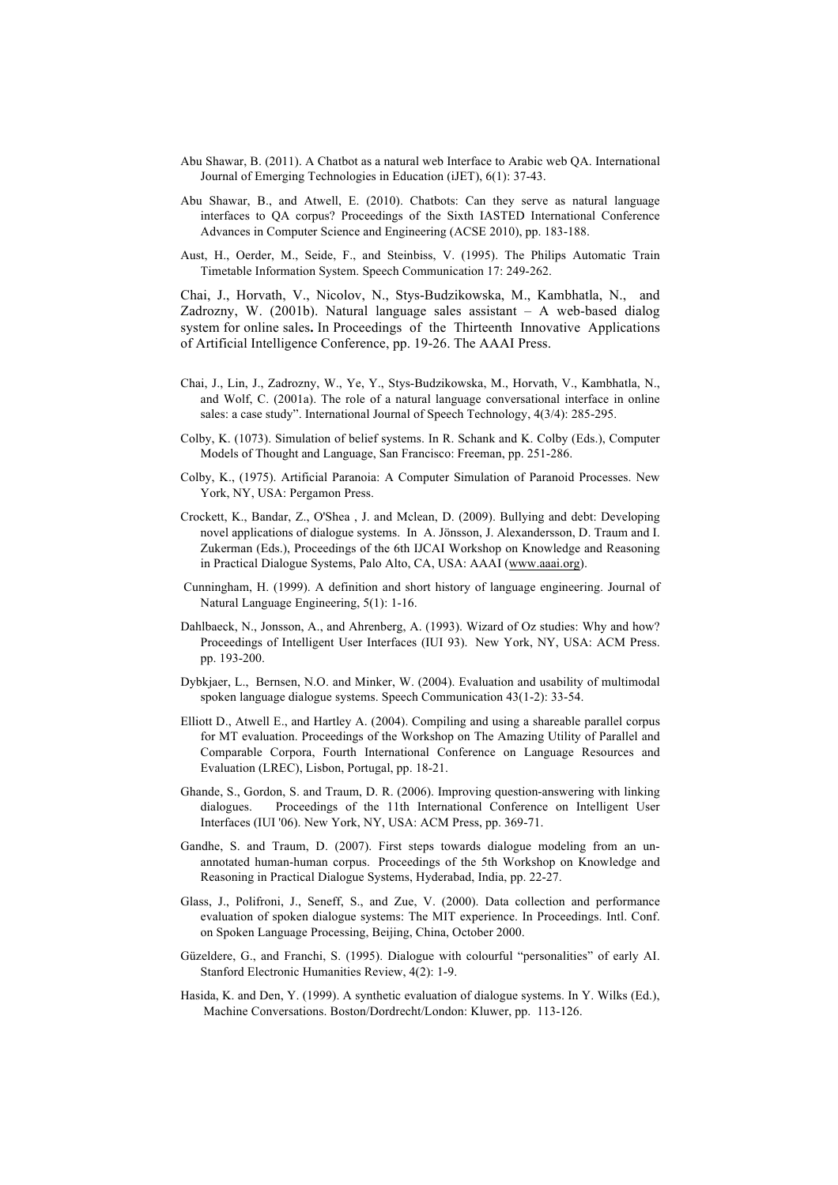Abu Shawar, B. (2011). A Chatbot as a natural web Interface to Arabic web QA. International Journal of Emerging Technologies in Education (iJET), 6(1): 37-43.

Abu Shawar, B., and Atwell, E. (2010). Chatbots: Can they serve as natural language interfaces to QA corpus? Proceedings of the Sixth IASTED International Conference Advances in Computer Science and Engineering (ACSE 2010), pp. 183-188.

Aust, H., Oerder, M., Seide, F., and Steinbiss, V. (1995). The Philips Automatic Train Timetable Information System. Speech Communication 17: 249-262.

Chai, J., Horvath, V., Nicolov, N., Stys-Budzikowska, M., Kambhatla, N., and Zadrozny, W. (2001b). Natural language sales assistant – A web-based dialog system for online sales**.** In Proceedings of the Thirteenth Innovative Applications of Artificial Intelligence Conference, pp. 19-26. The AAAI Press.

Chai, J., Lin, J., Zadrozny, W., Ye, Y., Stys-Budzikowska, M., Horvath, V., Kambhatla, N., and Wolf, C. (2001a). The role of a natural language conversational interface in online sales: a case study". International Journal of Speech Technology, 4(3/4): 285-295.

Colby, K. (1073). Simulation of belief systems. In R. Schank and K. Colby (Eds.), Computer Models of Thought and Language, San Francisco: Freeman, pp. 251-286.

Colby, K., (1975). Artificial Paranoia: A Computer Simulation of Paranoid Processes. New York, NY, USA: Pergamon Press.

Crockett, K., Bandar, Z., O'Shea , J. and Mclean, D. (2009). Bullying and debt: Developing novel applications of dialogue systems. In A. Jönsson, J. Alexandersson, D. Traum and I. Zukerman (Eds.), Proceedings of the 6th IJCAI Workshop on Knowledge and Reasoning in Practical Dialogue Systems, Palo Alto, CA, USA: AAAI (www.aaai.org).

Cunningham, H. (1999). A definition and short history of language engineering. Journal of Natural Language Engineering, 5(1): 1-16.

Dahlbaeck, N., Jonsson, A., and Ahrenberg, A. (1993). Wizard of Oz studies: Why and how? Proceedings of Intelligent User Interfaces (IUI 93). New York, NY, USA: ACM Press. pp. 193-200.

Dybkjaer, L., Bernsen, N.O. and Minker, W. (2004). Evaluation and usability of multimodal spoken language dialogue systems. Speech Communication 43(1-2): 33-54.

Elliott D., Atwell E., and Hartley A. (2004). Compiling and using a shareable parallel corpus for MT evaluation. Proceedings of the Workshop on The Amazing Utility of Parallel and Comparable Corpora, Fourth International Conference on Language Resources and Evaluation (LREC), Lisbon, Portugal, pp. 18-21.

Ghande, S., Gordon, S. and Traum, D. R. (2006). Improving question-answering with linking dialogues. Proceedings of the 11th International Conference on Intelligent User Interfaces (IUI '06). New York, NY, USA: ACM Press, pp. 369-71.

Gandhe, S. and Traum, D. (2007). First steps towards dialogue modeling from an un-annotated human-human corpus. Proceedings of the 5th Workshop on Knowledge and Reasoning in Practical Dialogue Systems, Hyderabad, India, pp. 22-27.

Glass, J., Polifroni, J., Seneff, S., and Zue, V. (2000). Data collection and performance evaluation of spoken dialogue systems: The MIT experience. In Proceedings. Intl. Conf. on Spoken Language Processing, Beijing, China, October 2000.

Güzeldere, G., and Franchi, S. (1995). Dialogue with colourful "personalities" of early AI. Stanford Electronic Humanities Review, 4(2): 1-9.

Hasida, K. and Den, Y. (1999). A synthetic evaluation of dialogue systems. In Y. Wilks (Ed.), Machine Conversations. Boston/Dordrecht/London: Kluwer, pp. 113-126.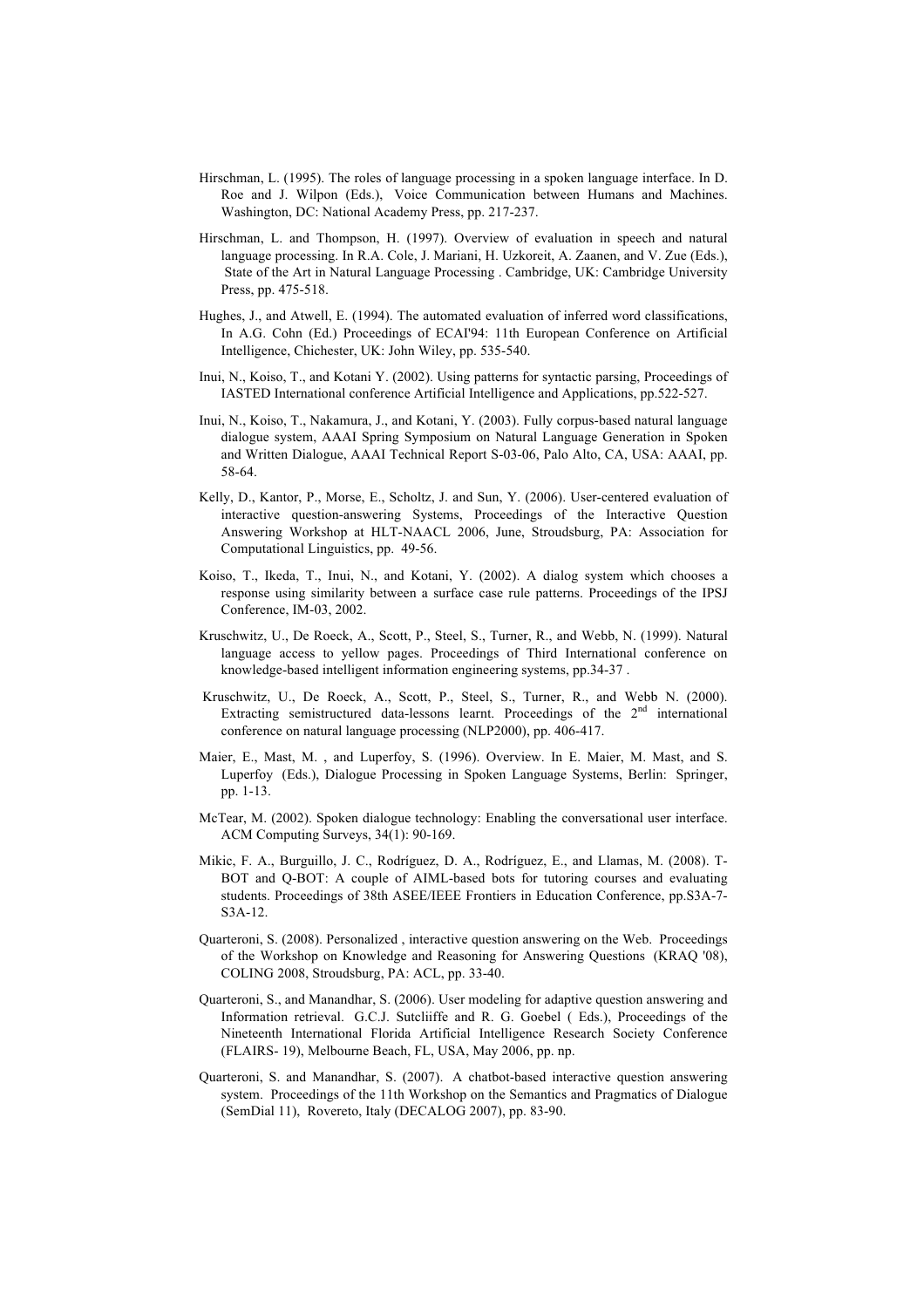Hirschman, L. (1995). The roles of language processing in a spoken language interface. In D. Roe and J. Wilpon (Eds.), Voice Communication between Humans and Machines. Washington, DC: National Academy Press, pp. 217-237.

Hirschman, L. and Thompson, H. (1997). Overview of evaluation in speech and natural language processing. In R.A. Cole, J. Mariani, H. Uzkoreit, A. Zaanen, and V. Zue (Eds.), State of the Art in Natural Language Processing . Cambridge, UK: Cambridge University Press, pp. 475-518.

Hughes, J., and Atwell, E. (1994). The automated evaluation of inferred word classifications, In A.G. Cohn (Ed.) Proceedings of ECAI'94: 11th European Conference on Artificial Intelligence, Chichester, UK: John Wiley, pp. 535-540.

Inui, N., Koiso, T., and Kotani Y. (2002). Using patterns for syntactic parsing, Proceedings of IASTED International conference Artificial Intelligence and Applications, pp.522-527.

Inui, N., Koiso, T., Nakamura, J., and Kotani, Y. (2003). Fully corpus-based natural language dialogue system, AAAI Spring Symposium on Natural Language Generation in Spoken and Written Dialogue, AAAI Technical Report S-03-06, Palo Alto, CA, USA: AAAI, pp. 58-64.

Kelly, D., Kantor, P., Morse, E., Scholtz, J. and Sun, Y. (2006). User-centered evaluation of interactive question-answering Systems, Proceedings of the Interactive Question Answering Workshop at HLT-NAACL 2006, June, Stroudsburg, PA: Association for Computational Linguistics, pp. 49-56.

Koiso, T., Ikeda, T., Inui, N., and Kotani, Y. (2002). A dialog system which chooses a response using similarity between a surface case rule patterns. Proceedings of the IPSJ Conference, IM-03, 2002.

Kruschwitz, U., De Roeck, A., Scott, P., Steel, S., Turner, R., and Webb, N. (1999). Natural language access to yellow pages. Proceedings of Third International conference on knowledge-based intelligent information engineering systems, pp.34-37 .

Kruschwitz, U., De Roeck, A., Scott, P., Steel, S., Turner, R., and Webb N. (2000). Extracting semistructured data-lessons learnt. Proceedings of the 2nd international conference on natural language processing (NLP2000), pp. 406-417.

Maier, E., Mast, M. , and Luperfoy, S. (1996). Overview. In E. Maier, M. Mast, and S. Luperfoy (Eds.), Dialogue Processing in Spoken Language Systems, Berlin: Springer, pp. 1-13.

McTear, M. (2002). Spoken dialogue technology: Enabling the conversational user interface. ACM Computing Surveys, 34(1): 90-169.

Mikic, F. A., Burguillo, J. C., Rodríguez, D. A., Rodríguez, E., and Llamas, M. (2008). T-BOT and Q-BOT: A couple of AIML-based bots for tutoring courses and evaluating students. Proceedings of 38th ASEE/IEEE Frontiers in Education Conference, pp.S3A-7-S3A-12.

Quarteroni, S. (2008). Personalized , interactive question answering on the Web. Proceedings of the Workshop on Knowledge and Reasoning for Answering Questions (KRAQ '08), COLING 2008, Stroudsburg, PA: ACL, pp. 33-40.

Quarteroni, S., and Manandhar, S. (2006). User modeling for adaptive question answering and Information retrieval. G.C.J. Sutcliiffe and R. G. Goebel ( Eds.), Proceedings of the Nineteenth International Florida Artificial Intelligence Research Society Conference (FLAIRS- 19), Melbourne Beach, FL, USA, May 2006, pp. np.

Quarteroni, S. and Manandhar, S. (2007). A chatbot-based interactive question answering system. Proceedings of the 11th Workshop on the Semantics and Pragmatics of Dialogue (SemDial 11), Rovereto, Italy (DECALOG 2007), pp. 83-90.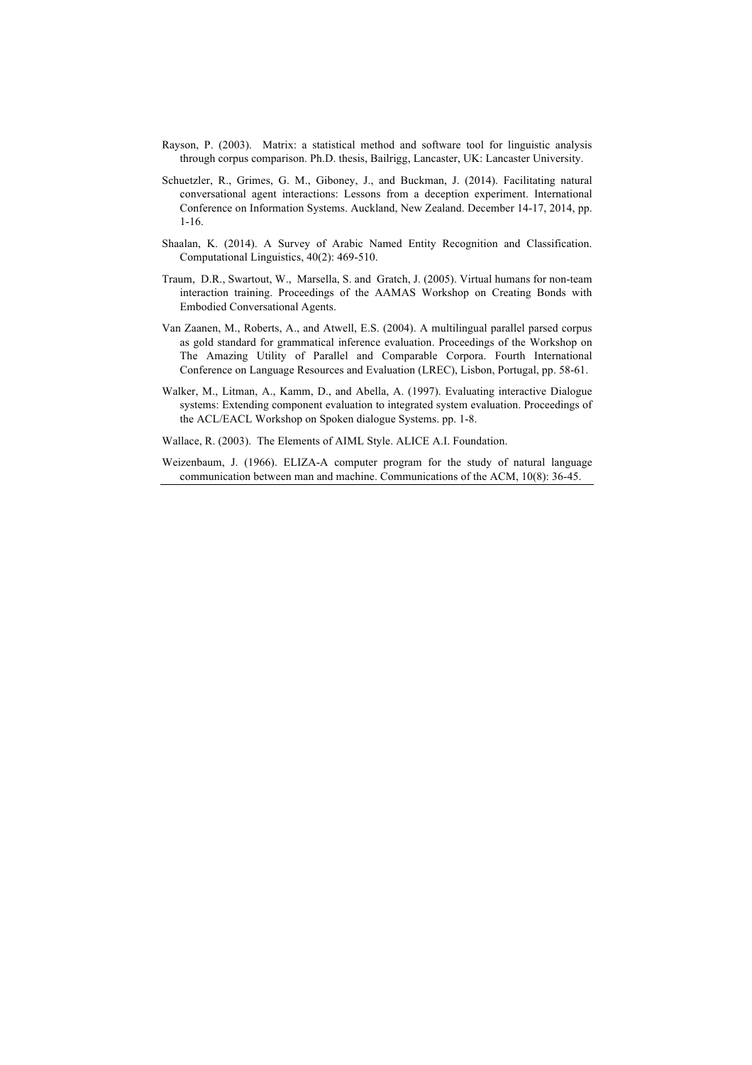Rayson, P. (2003). Matrix: a statistical method and software tool for linguistic analysis through corpus comparison. Ph.D. thesis, Bailrigg, Lancaster, UK: Lancaster University.

Schuetzler, R., Grimes, G. M., Giboney, J., and Buckman, J. (2014). Facilitating natural conversational agent interactions: Lessons from a deception experiment. International Conference on Information Systems. Auckland, New Zealand. December 14-17, 2014, pp. 1-16.

Shaalan, K. (2014). A Survey of Arabic Named Entity Recognition and Classification. Computational Linguistics, 40(2): 469-510.

Traum, D.R., Swartout, W., Marsella, S. and Gratch, J. (2005). Virtual humans for non-team interaction training. Proceedings of the AAMAS Workshop on Creating Bonds with Embodied Conversational Agents.

Van Zaanen, M., Roberts, A., and Atwell, E.S. (2004). A multilingual parallel parsed corpus as gold standard for grammatical inference evaluation. Proceedings of the Workshop on The Amazing Utility of Parallel and Comparable Corpora. Fourth International Conference on Language Resources and Evaluation (LREC), Lisbon, Portugal, pp. 58-61.

Walker, M., Litman, A., Kamm, D., and Abella, A. (1997). Evaluating interactive Dialogue systems: Extending component evaluation to integrated system evaluation. Proceedings of the ACL/EACL Workshop on Spoken dialogue Systems. pp. 1-8.

Wallace, R. (2003). The Elements of AIML Style. ALICE A.I. Foundation.

Weizenbaum, J. (1966). ELIZA-A computer program for the study of natural language communication between man and machine. Communications of the ACM, 10(8): 36-45.